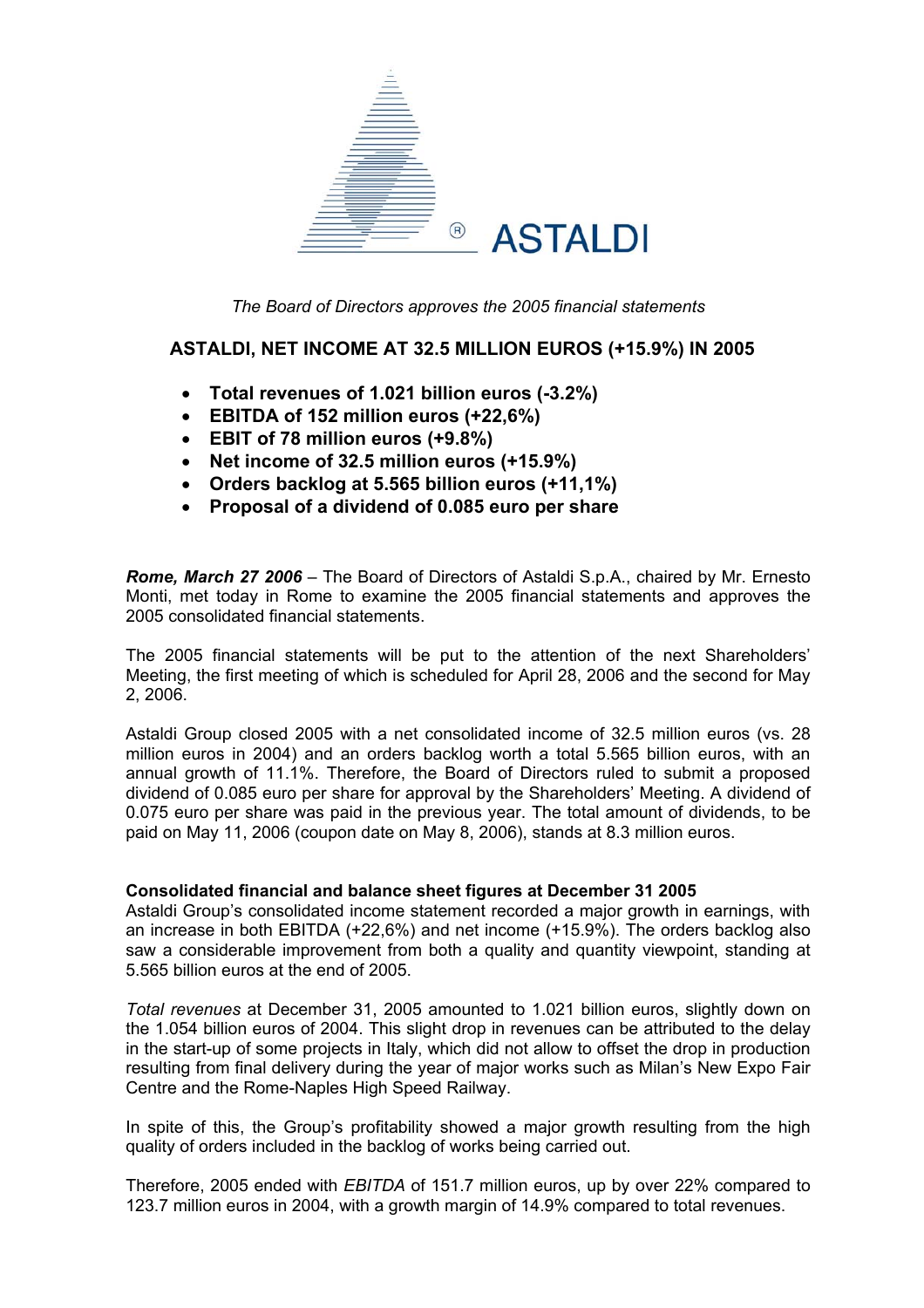*The Board of Directors approves the 2005 financial statements*

## ASTALDI, NET INCOME AT 32.5 MILLION EUROS (+15.9%) IN 2005

- **Total revenues of 1.021 billion euros (-3.2%)**
- **EBITDA of 152 million euros (+22,6%)**
- **EBIT of 78 million euros (+9.8%)**
- **Net income of 32.5 million euros (+15.9%)**
- **Orders backlog at 5.565 billion euros (+11,1%)**
- **Proposal of a dividend of 0.085 euro per share**

***Rome, March 27 2006*** – The Board of Directors of Astaldi S.p.A., chaired by Mr. Ernesto Monti, met today in Rome to examine the 2005 financial statements and approves the 2005 consolidated financial statements.

The 2005 financial statements will be put to the attention of the next Shareholders' Meeting, the first meeting of which is scheduled for April 28, 2006 and the second for May 2, 2006.

Astaldi Group closed 2005 with a net consolidated income of 32.5 million euros (vs. 28 million euros in 2004) and an orders backlog worth a total 5.565 billion euros, with an annual growth of 11.1%. Therefore, the Board of Directors ruled to submit a proposed dividend of 0.085 euro per share for approval by the Shareholders' Meeting. A dividend of 0.075 euro per share was paid in the previous year. The total amount of dividends, to be paid on May 11, 2006 (coupon date on May 8, 2006), stands at 8.3 million euros.

**Consolidated financial and balance sheet figures at December 31 2005**

Astaldi Group's consolidated income statement recorded a major growth in earnings, with an increase in both EBITDA (+22,6%) and net income (+15.9%). The orders backlog also saw a considerable improvement from both a quality and quantity viewpoint, standing at 5.565 billion euros at the end of 2005.

*Total revenues* at December 31, 2005 amounted to 1.021 billion euros, slightly down on the 1.054 billion euros of 2004. This slight drop in revenues can be attributed to the delay in the start-up of some projects in Italy, which did not allow to offset the drop in production resulting from final delivery during the year of major works such as Milan's New Expo Fair Centre and the Rome-Naples High Speed Railway.

In spite of this, the Group's profitability showed a major growth resulting from the high quality of orders included in the backlog of works being carried out.

Therefore, 2005 ended with *EBITDA* of 151.7 million euros, up by over 22% compared to 123.7 million euros in 2004, with a growth margin of 14.9% compared to total revenues.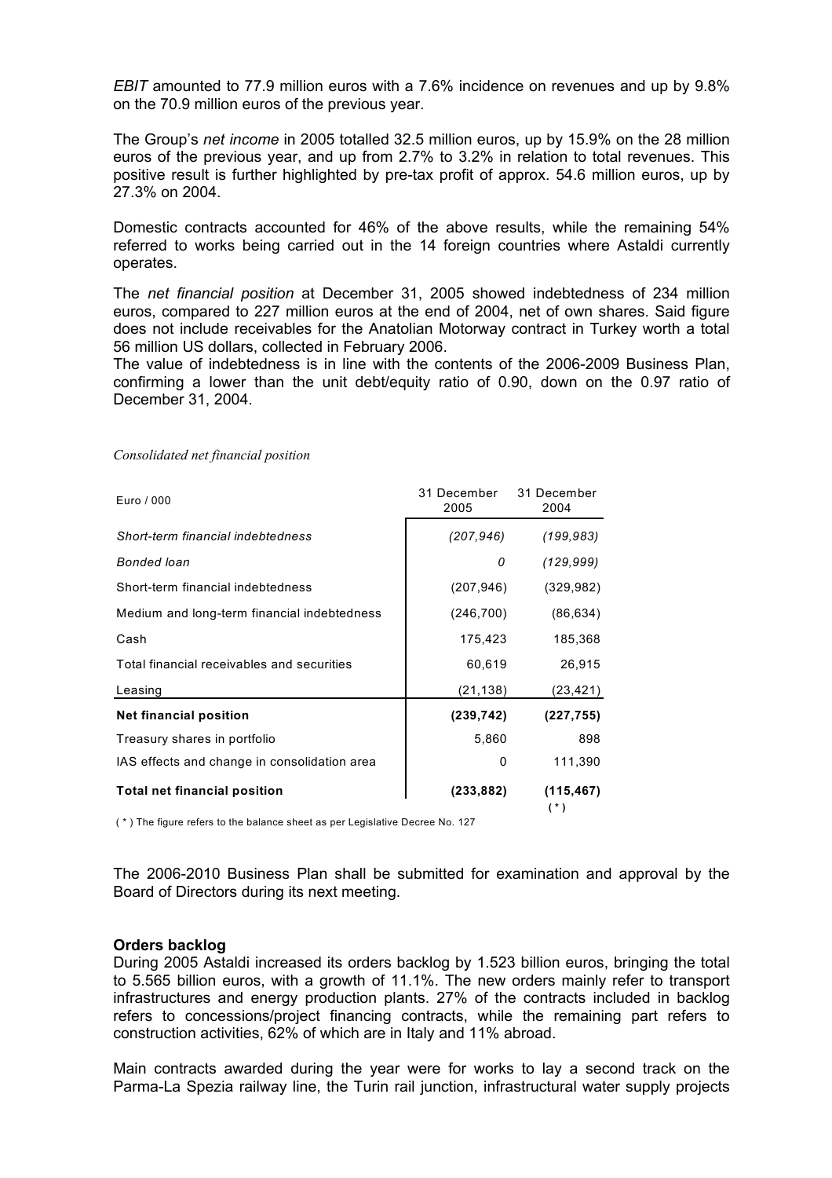*EBIT* amounted to 77.9 million euros with a 7.6% incidence on revenues and up by 9.8% on the 70.9 million euros of the previous year.

The Group's *net income* in 2005 totalled 32.5 million euros, up by 15.9% on the 28 million euros of the previous year, and up from 2.7% to 3.2% in relation to total revenues. This positive result is further highlighted by pre-tax profit of approx. 54.6 million euros, up by 27.3% on 2004.

Domestic contracts accounted for 46% of the above results, while the remaining 54% referred to works being carried out in the 14 foreign countries where Astaldi currently operates.

The *net financial position* at December 31, 2005 showed indebtedness of 234 million euros, compared to 227 million euros at the end of 2004, net of own shares. Said figure does not include receivables for the Anatolian Motorway contract in Turkey worth a total 56 million US dollars, collected in February 2006.
The value of indebtedness is in line with the contents of the 2006-2009 Business Plan, confirming a lower than the unit debt/equity ratio of 0.90, down on the 0.97 ratio of December 31, 2004.

*Consolidated net financial position*

| Euro / 000 | 31 December 2005 | 31 December 2004 |
|---|---|---|
| *Short-term financial indebtedness* | *(207,946)* | *(199,983)* |
| *Bonded loan* | *0* | *(129,999)* |
| Short-term financial indebtedness | (207,946) | (329,982) |
| Medium and long-term financial indebtedness | (246,700) | (86,634) |
| Cash | 175,423 | 185,368 |
| Total financial receivables and securities | 60,619 | 26,915 |
| Leasing | (21,138) | (23,421) |
| **Net financial position** | **(239,742)** | **(227,755)** |
| Treasury shares in portfolio | 5,860 | 898 |
| IAS effects and change in consolidation area | 0 | 111,390 |
| **Total net financial position** | **(233,882)** | **(115,467)** (*) |

( * ) The figure refers to the balance sheet as per Legislative Decree No. 127

The 2006-2010 Business Plan shall be submitted for examination and approval by the Board of Directors during its next meeting.

**Orders backlog**

During 2005 Astaldi increased its orders backlog by 1.523 billion euros, bringing the total to 5.565 billion euros, with a growth of 11.1%. The new orders mainly refer to transport infrastructures and energy production plants. 27% of the contracts included in backlog refers to concessions/project financing contracts, while the remaining part refers to construction activities, 62% of which are in Italy and 11% abroad.

Main contracts awarded during the year were for works to lay a second track on the Parma-La Spezia railway line, the Turin rail junction, infrastructural water supply projects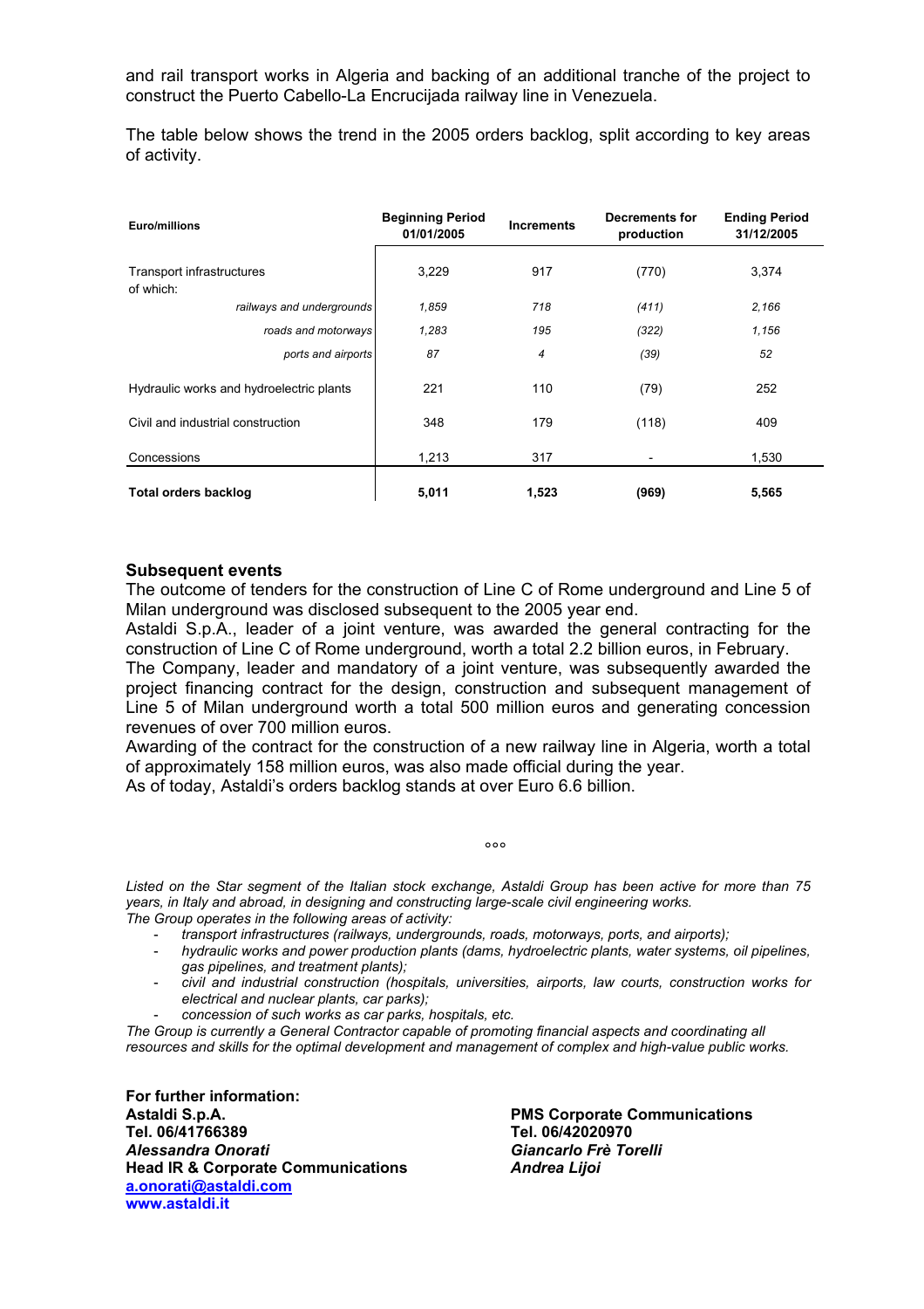and rail transport works in Algeria and backing of an additional tranche of the project to construct the Puerto Cabello-La Encrucijada railway line in Venezuela.

The table below shows the trend in the 2005 orders backlog, split according to key areas of activity.

| Euro/millions | Beginning Period 01/01/2005 | Increments | Decrements for production | Ending Period 31/12/2005 |
|---|---|---|---|---|
| Transport infrastructures of which: | 3,229 | 917 | (770) | 3,374 |
| *railways and undergrounds* | *1,859* | *718* | *(411)* | *2,166* |
| *roads and motorways* | *1,283* | *195* | *(322)* | *1,156* |
| *ports and airports* | *87* | *4* | *(39)* | *52* |
| Hydraulic works and hydroelectric plants | 221 | 110 | (79) | 252 |
| Civil and industrial construction | 348 | 179 | (118) | 409 |
| Concessions | 1,213 | 317 | - | 1,530 |
| **Total orders backlog** | **5,011** | **1,523** | **(969)** | **5,565** |

## Subsequent events

The outcome of tenders for the construction of Line C of Rome underground and Line 5 of Milan underground was disclosed subsequent to the 2005 year end.

Astaldi S.p.A., leader of a joint venture, was awarded the general contracting for the construction of Line C of Rome underground, worth a total 2.2 billion euros, in February.

The Company, leader and mandatory of a joint venture, was subsequently awarded the project financing contract for the design, construction and subsequent management of Line 5 of Milan underground worth a total 500 million euros and generating concession revenues of over 700 million euros.

Awarding of the contract for the construction of a new railway line in Algeria, worth a total of approximately 158 million euros, was also made official during the year.

As of today, Astaldi's orders backlog stands at over Euro 6.6 billion.

°°°

*Listed on the Star segment of the Italian stock exchange, Astaldi Group has been active for more than 75 years, in Italy and abroad, in designing and constructing large-scale civil engineering works.*
*The Group operates in the following areas of activity:*

- *transport infrastructures (railways, undergrounds, roads, motorways, ports, and airports);*
- *hydraulic works and power production plants (dams, hydroelectric plants, water systems, oil pipelines, gas pipelines, and treatment plants);*
- *civil and industrial construction (hospitals, universities, airports, law courts, construction works for electrical and nuclear plants, car parks);*
- *concession of such works as car parks, hospitals, etc.*

*The Group is currently a General Contractor capable of promoting financial aspects and coordinating all resources and skills for the optimal development and management of complex and high-value public works.*

**For further information:**
**Astaldi S.p.A.**
**Tel. 06/41766389**
***Alessandra Onorati***
**Head IR & Corporate Communications**
**a.onorati@astaldi.com**
**www.astaldi.it**

**PMS Corporate Communications**
**Tel. 06/42020970**
***Giancarlo Frè Torelli***
***Andrea Lijoi***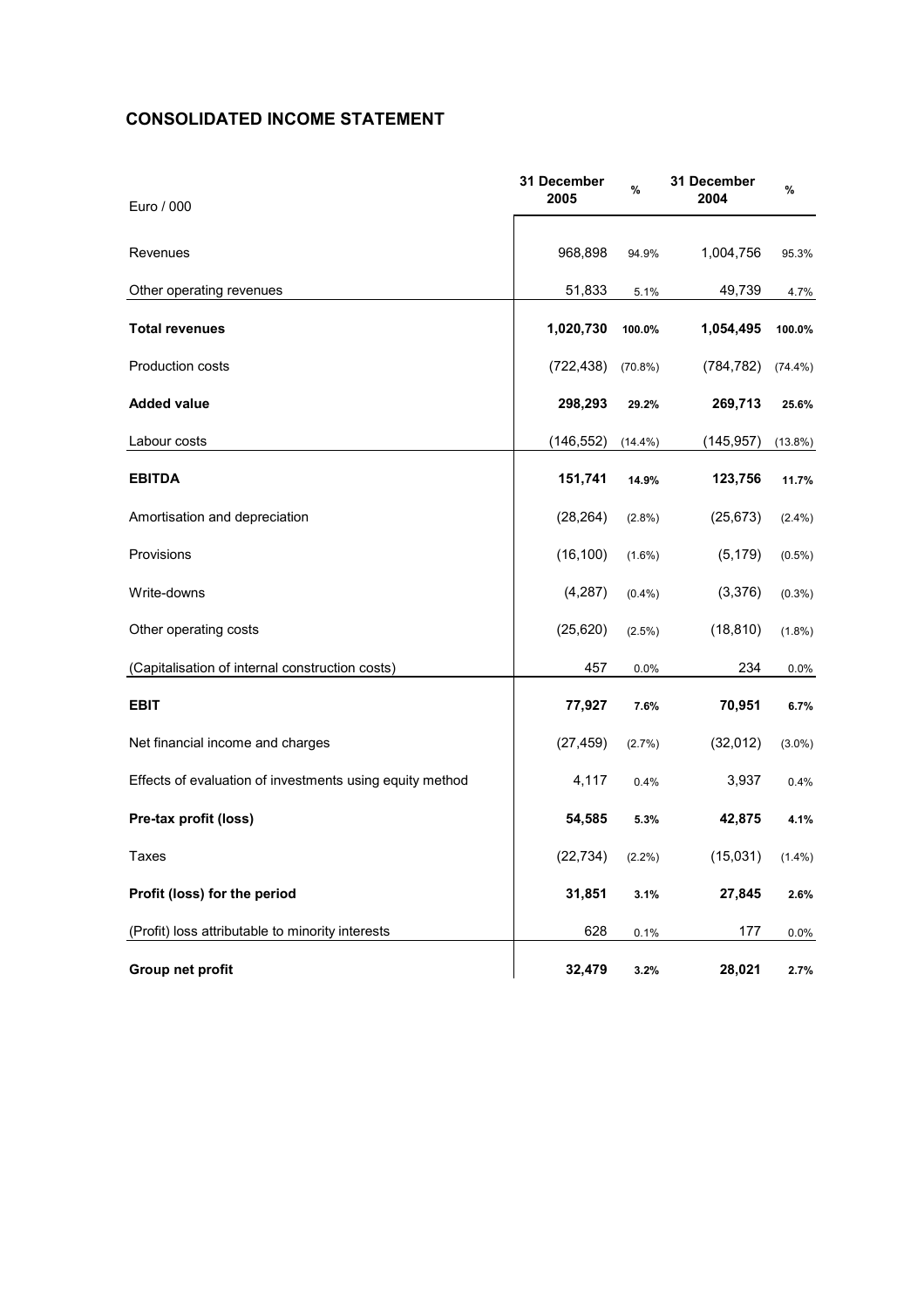## CONSOLIDATED INCOME STATEMENT

| Euro / 000 | 31 December 2005 | % | 31 December 2004 | % |
|---|---|---|---|---|
| Revenues | 968,898 | 94.9% | 1,004,756 | 95.3% |
| Other operating revenues | 51,833 | 5.1% | 49,739 | 4.7% |
| **Total revenues** | **1,020,730** | **100.0%** | **1,054,495** | **100.0%** |
| Production costs | (722,438) | (70.8%) | (784,782) | (74.4%) |
| **Added value** | **298,293** | **29.2%** | **269,713** | **25.6%** |
| Labour costs | (146,552) | (14.4%) | (145,957) | (13.8%) |
| **EBITDA** | **151,741** | **14.9%** | **123,756** | **11.7%** |
| Amortisation and depreciation | (28,264) | (2.8%) | (25,673) | (2.4%) |
| Provisions | (16,100) | (1.6%) | (5,179) | (0.5%) |
| Write-downs | (4,287) | (0.4%) | (3,376) | (0.3%) |
| Other operating costs | (25,620) | (2.5%) | (18,810) | (1.8%) |
| (Capitalisation of internal construction costs) | 457 | 0.0% | 234 | 0.0% |
| **EBIT** | **77,927** | **7.6%** | **70,951** | **6.7%** |
| Net financial income and charges | (27,459) | (2.7%) | (32,012) | (3.0%) |
| Effects of evaluation of investments using equity method | 4,117 | 0.4% | 3,937 | 0.4% |
| **Pre-tax profit (loss)** | **54,585** | **5.3%** | **42,875** | **4.1%** |
| Taxes | (22,734) | (2.2%) | (15,031) | (1.4%) |
| **Profit (loss) for the period** | **31,851** | **3.1%** | **27,845** | **2.6%** |
| (Profit) loss attributable to minority interests | 628 | 0.1% | 177 | 0.0% |
| **Group net profit** | **32,479** | **3.2%** | **28,021** | **2.7%** |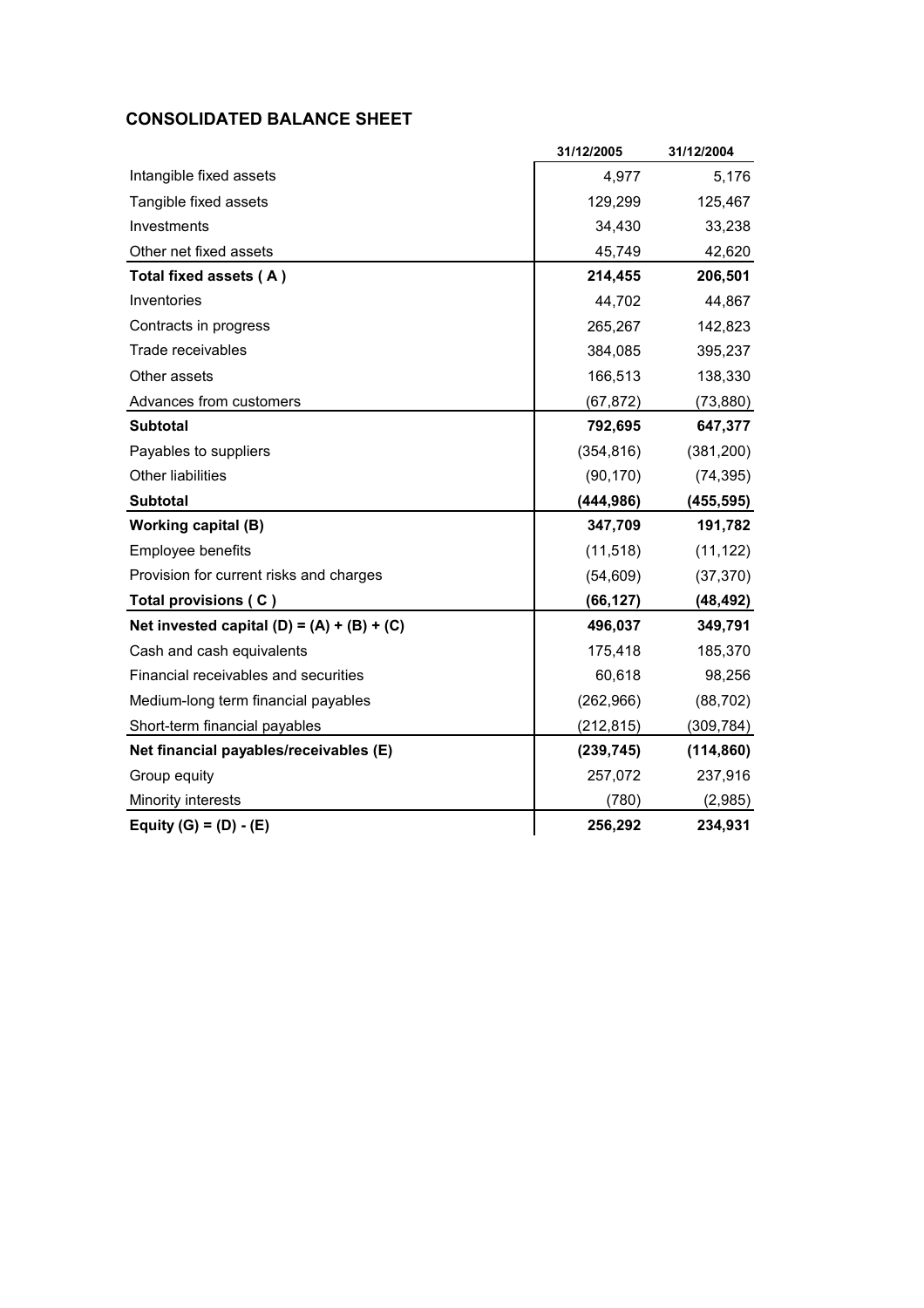## CONSOLIDATED BALANCE SHEET

| | 31/12/2005 | 31/12/2004 |
|---|---|---|
| Intangible fixed assets | 4,977 | 5,176 |
| Tangible fixed assets | 129,299 | 125,467 |
| Investments | 34,430 | 33,238 |
| Other net fixed assets | 45,749 | 42,620 |
| **Total fixed assets ( A )** | **214,455** | **206,501** |
| Inventories | 44,702 | 44,867 |
| Contracts in progress | 265,267 | 142,823 |
| Trade receivables | 384,085 | 395,237 |
| Other assets | 166,513 | 138,330 |
| Advances from customers | (67,872) | (73,880) |
| **Subtotal** | **792,695** | **647,377** |
| Payables to suppliers | (354,816) | (381,200) |
| Other liabilities | (90,170) | (74,395) |
| **Subtotal** | **(444,986)** | **(455,595)** |
| **Working capital (B)** | **347,709** | **191,782** |
| Employee benefits | (11,518) | (11,122) |
| Provision for current risks and charges | (54,609) | (37,370) |
| **Total provisions ( C )** | **(66,127)** | **(48,492)** |
| **Net invested capital (D) = (A) + (B) + (C)** | **496,037** | **349,791** |
| Cash and cash equivalents | 175,418 | 185,370 |
| Financial receivables and securities | 60,618 | 98,256 |
| Medium-long term financial payables | (262,966) | (88,702) |
| Short-term financial payables | (212,815) | (309,784) |
| **Net financial payables/receivables (E)** | **(239,745)** | **(114,860)** |
| Group equity | 257,072 | 237,916 |
| Minority interests | (780) | (2,985) |
| **Equity (G) = (D) - (E)** | **256,292** | **234,931** |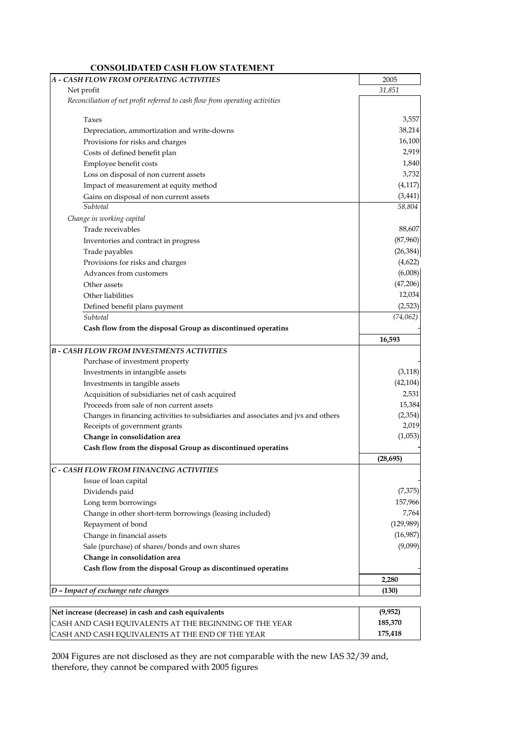## CONSOLIDATED CASH FLOW STATEMENT

| *A - CASH FLOW FROM OPERATING ACTIVITIES* | 2005 |
|---|---|
| Net profit | *31,851* |
| *Reconciliation of net profit referred to cash flow from operating activities* | |
| Taxes | 3,557 |
| Depreciation, ammortization and write-downs | 38,214 |
| Provisions for risks and charges | 16,100 |
| Costs of defined benefit plan | 2,919 |
| Employee benefit costs | 1,840 |
| Loss on disposal of non current assets | 3,732 |
| Impact of measurement at equity method | (4,117) |
| Gains on disposal of non current assets | (3,441) |
| *Subtotal* | *58,804* |
| *Change in working capital* | |
| Trade receivables | 88,607 |
| Inventories and contract in progress | (87,960) |
| Trade payables | (26,384) |
| Provisions for risks and charges | (4,622) |
| Advances from customers | (6,008) |
| Other assets | (47,206) |
| Other liabilities | 12,034 |
| Defined benefit plans payment | (2,523) |
| *Subtotal* | *(74,062)* |
| **Cash flow from the disposal Group as discontinued operatins** | - |
| | **16,593** |
| ***B - CASH FLOW FROM INVESTMENTS ACTIVITIES*** | |
| Purchase of investment property | - |
| Investments in intangible assets | (3,118) |
| Investments in tangible assets | (42,104) |
| Acquisition of subsidiaries net of cash acquired | 2,531 |
| Proceeds from sale of non current assets | 15,384 |
| Changes in financing activities to subsidiaries and associates and jvs and others | (2,354) |
| Receipts of government grants | 2,019 |
| **Change in consolidation area** | (1,053) |
| **Cash flow from the disposal Group as discontinued operatins** | - |
| | **(28,695)** |
| ***C - CASH FLOW FROM FINANCING ACTIVITIES*** | |
| Issue of loan capital | - |
| Dividends paid | (7,375) |
| Long term borrowings | 157,966 |
| Change in other short-term borrowings (leasing included) | 7,764 |
| Repayment of bond | (129,989) |
| Change in financial assets | (16,987) |
| Sale (purchase) of shares/bonds and own shares | (9,099) |
| **Change in consolidation area** | |
| **Cash flow from the disposal Group as discontinued operatins** | - |
| | **2,280** |
| ***D – Impact of exchange rate changes*** | **(130)** |

| | |
|---|---|
| **Net increase (decrease) in cash and cash equivalents** | **(9,952)** |
| CASH AND CASH EQUIVALENTS AT THE BEGINNING OF THE YEAR | **185,370** |
| CASH AND CASH EQUIVALENTS AT THE END OF THE YEAR | **175,418** |

2004 Figures are not disclosed as they are not comparable with the new IAS 32/39 and, therefore, they cannot be compared with 2005 figures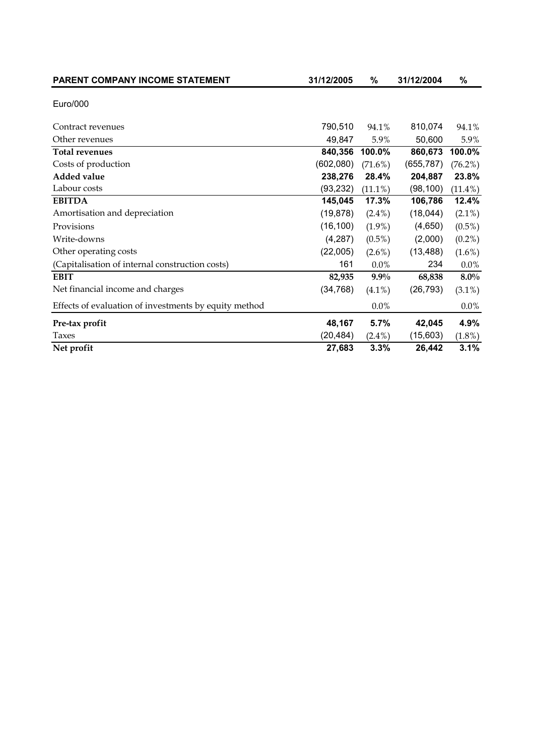| PARENT COMPANY INCOME STATEMENT | 31/12/2005 | % | 31/12/2004 | % |
|---|---|---|---|---|
| Euro/000 | | | | |
| Contract revenues | 790,510 | 94.1% | 810,074 | 94.1% |
| Other revenues | 49,847 | 5.9% | 50,600 | 5.9% |
| **Total revenues** | **840,356** | **100.0%** | **860,673** | **100.0%** |
| Costs of production | (602,080) | (71.6%) | (655,787) | (76.2%) |
| **Added value** | **238,276** | **28.4%** | **204,887** | **23.8%** |
| Labour costs | (93,232) | (11.1%) | (98,100) | (11.4%) |
| **EBITDA** | **145,045** | **17.3%** | **106,786** | **12.4%** |
| Amortisation and depreciation | (19,878) | (2.4%) | (18,044) | (2.1%) |
| Provisions | (16,100) | (1.9%) | (4,650) | (0.5%) |
| Write-downs | (4,287) | (0.5%) | (2,000) | (0.2%) |
| Other operating costs | (22,005) | (2.6%) | (13,488) | (1.6%) |
| (Capitalisation of internal construction costs) | 161 | 0.0% | 234 | 0.0% |
| **EBIT** | **82,935** | **9.9%** | **68,838** | **8.0%** |
| Net financial income and charges | (34,768) | (4.1%) | (26,793) | (3.1%) |
| Effects of evaluation of investments by equity method | | 0.0% | | 0.0% |
| **Pre-tax profit** | **48,167** | **5.7%** | **42,045** | **4.9%** |
| Taxes | (20,484) | (2.4%) | (15,603) | (1.8%) |
| **Net profit** | **27,683** | **3.3%** | **26,442** | **3.1%** |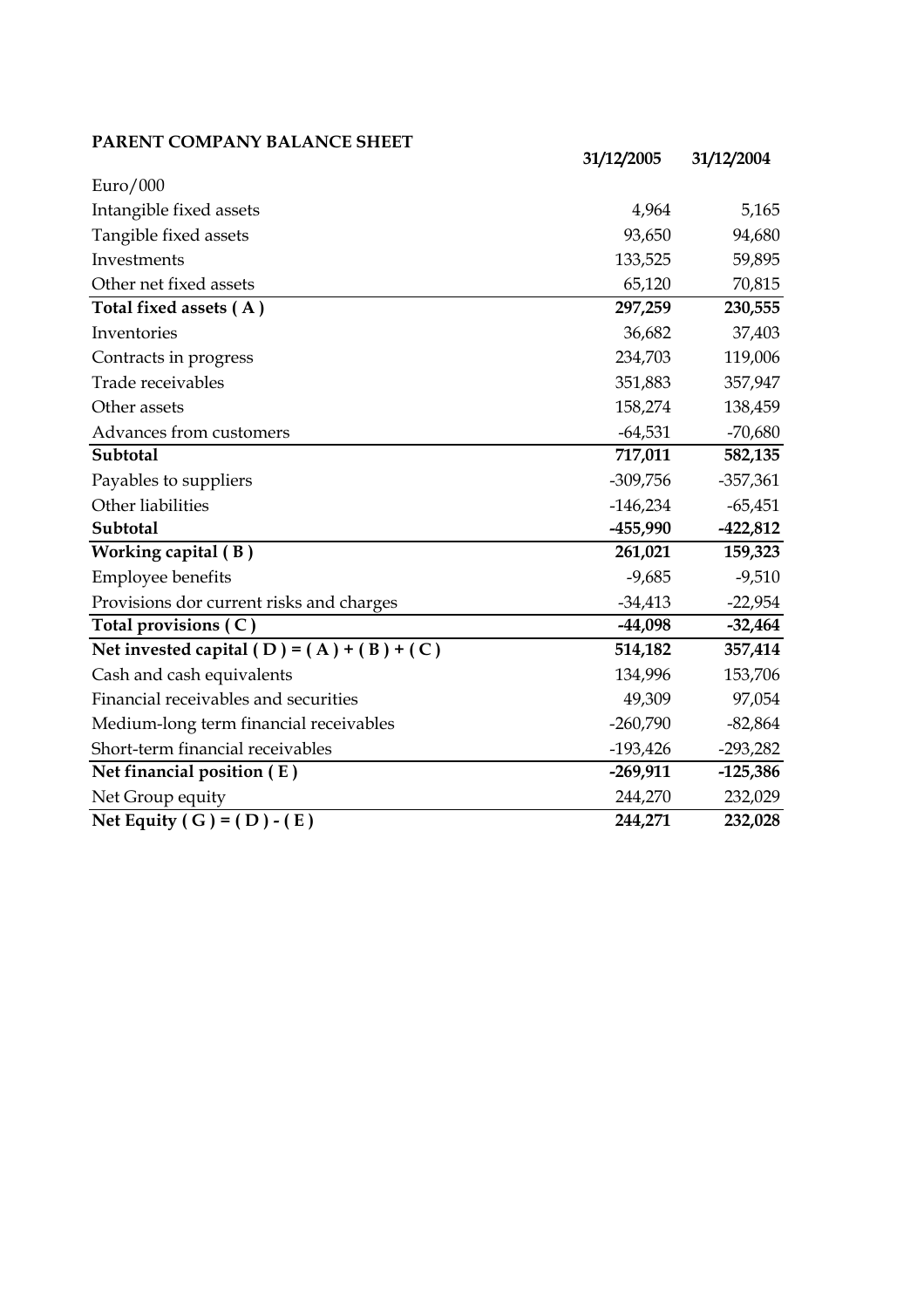**PARENT COMPANY BALANCE SHEET**

| Euro/000 | 31/12/2005 | 31/12/2004 |
|---|---|---|
| Intangible fixed assets | 4,964 | 5,165 |
| Tangible fixed assets | 93,650 | 94,680 |
| Investments | 133,525 | 59,895 |
| Other net fixed assets | 65,120 | 70,815 |
| **Total fixed assets ( A )** | **297,259** | **230,555** |
| Inventories | 36,682 | 37,403 |
| Contracts in progress | 234,703 | 119,006 |
| Trade receivables | 351,883 | 357,947 |
| Other assets | 158,274 | 138,459 |
| Advances from customers | -64,531 | -70,680 |
| **Subtotal** | **717,011** | **582,135** |
| Payables to suppliers | -309,756 | -357,361 |
| Other liabilities | -146,234 | -65,451 |
| **Subtotal** | **-455,990** | **-422,812** |
| **Working capital ( B )** | **261,021** | **159,323** |
| Employee benefits | -9,685 | -9,510 |
| Provisions dor current risks and charges | -34,413 | -22,954 |
| **Total provisions ( C )** | **-44,098** | **-32,464** |
| **Net invested capital ( D ) = ( A ) + ( B ) + ( C )** | **514,182** | **357,414** |
| Cash and cash equivalents | 134,996 | 153,706 |
| Financial receivables and securities | 49,309 | 97,054 |
| Medium-long term financial receivables | -260,790 | -82,864 |
| Short-term financial receivables | -193,426 | -293,282 |
| **Net financial position ( E )** | **-269,911** | **-125,386** |
| Net Group equity | 244,270 | 232,029 |
| **Net Equity ( G ) = ( D ) - ( E )** | **244,271** | **232,028** |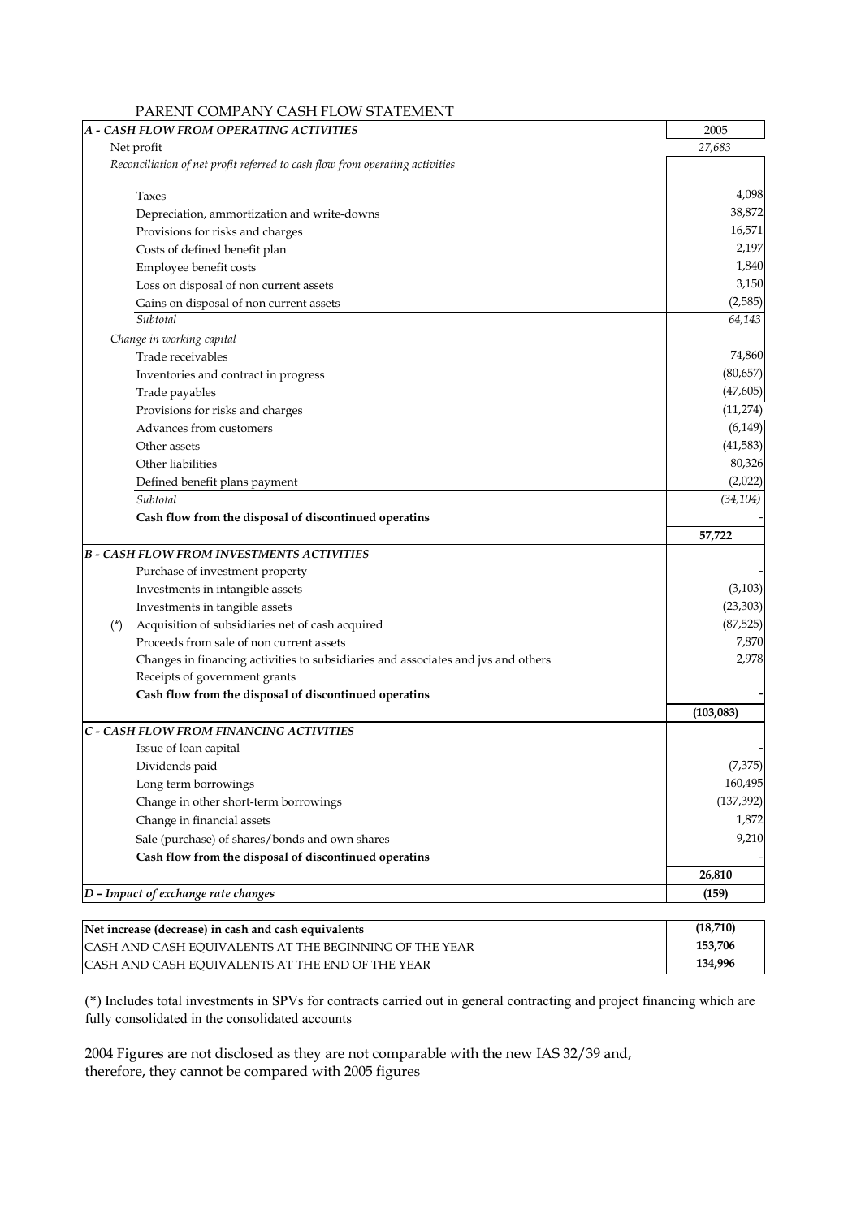PARENT COMPANY CASH FLOW STATEMENT

| | | 2005 |
|---|---|---|
| ***A - CASH FLOW FROM OPERATING ACTIVITIES*** | | |
| Net profit | | *27,683* |
| *Reconciliation of net profit referred to cash flow from operating activities* | | |
| | Taxes | 4,098 |
| | Depreciation, ammortization and write-downs | 38,872 |
| | Provisions for risks and charges | 16,571 |
| | Costs of defined benefit plan | 2,197 |
| | Employee benefit costs | 1,840 |
| | Loss on disposal of non current assets | 3,150 |
| | Gains on disposal of non current assets | (2,585) |
| *Subtotal* | | *64,143* |
| *Change in working capital* | | |
| | Trade receivables | 74,860 |
| | Inventories and contract in progress | (80,657) |
| | Trade payables | (47,605) |
| | Provisions for risks and charges | (11,274) |
| | Advances from customers | (6,149) |
| | Other assets | (41,583) |
| | Other liabilities | 80,326 |
| | Defined benefit plans payment | (2,022) |
| *Subtotal* | | *(34,104)* |
| **Cash flow from the disposal of discontinued operatins** | | - |
| | | **57,722** |
| ***B - CASH FLOW FROM INVESTMENTS ACTIVITIES*** | | |
| | Purchase of investment property | - |
| | Investments in intangible assets | (3,103) |
| | Investments in tangible assets | (23,303) |
| (*) | Acquisition of subsidiaries net of cash acquired | (87,525) |
| | Proceeds from sale of non current assets | 7,870 |
| | Changes in financing activities to subsidiaries and associates and jvs and others | 2,978 |
| | Receipts of government grants | |
| | **Cash flow from the disposal of discontinued operatins** | - |
| | | **(103,083)** |
| ***C - CASH FLOW FROM FINANCING ACTIVITIES*** | | |
| | Issue of loan capital | - |
| | Dividends paid | (7,375) |
| | Long term borrowings | 160,495 |
| | Change in other short-term borrowings | (137,392) |
| | Change in financial assets | 1,872 |
| | Sale (purchase) of shares/bonds and own shares | 9,210 |
| | **Cash flow from the disposal of discontinued operatins** | - |
| | | **26,810** |
| ***D – Impact of exchange rate changes*** | | **(159)** |

| | |
|---|---|
| **Net increase (decrease) in cash and cash equivalents** | **(18,710)** |
| CASH AND CASH EQUIVALENTS AT THE BEGINNING OF THE YEAR | **153,706** |
| CASH AND CASH EQUIVALENTS AT THE END OF THE YEAR | **134,996** |

(*) Includes total investments in SPVs for contracts carried out in general contracting and project financing which are fully consolidated in the consolidated accounts

2004 Figures are not disclosed as they are not comparable with the new IAS 32/39 and, therefore, they cannot be compared with 2005 figures